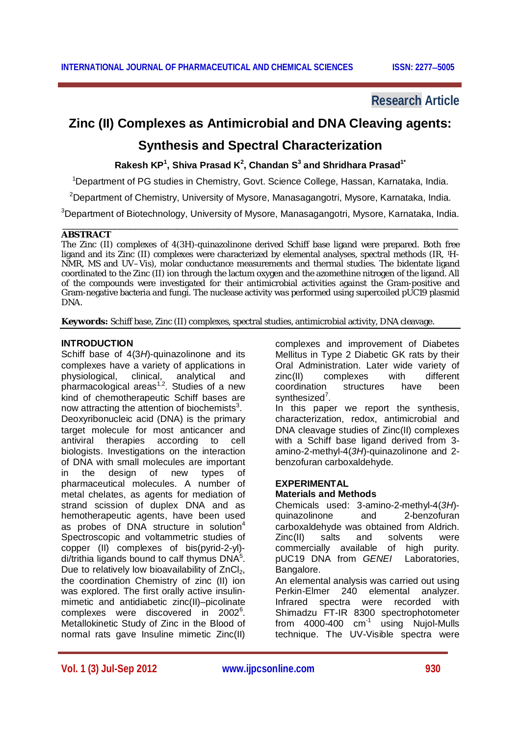Research Article

# Zinc (II) Complexes as Antimicrobial and DNA Cleaving agents: Synthesis and Spectral Characterization

**Rakesh KP[1], Shiva Prasad K[2], Chandan S[3] and Shridhara Prasad[1*]**

[1]Department of PG studies in Chemistry, Govt. Science College, Hassan, Karnataka, India.

[2]Department of Chemistry, University of Mysore, Manasagangotri, Mysore, Karnataka, India.

[3]Department of Biotechnology, University of Mysore, Manasagangotri, Mysore, Karnataka, India.

## ABSTRACT

The Zinc (II) complexes of 4(3H)-quinazolinone derived Schiff base ligand were prepared. Both free ligand and its Zinc (II) complexes were characterized by elemental analyses, spectral methods (IR, $^1$H-NMR, MS and UV–Vis), molar conductance measurements and thermal studies. The bidentate ligand coordinated to the Zinc (II) ion through the lactum oxygen and the azomethine nitrogen of the ligand. All of the compounds were investigated for their antimicrobial activities against the Gram-positive and Gram-negative bacteria and fungi. The nuclease activity was performed using supercoiled pUC19 plasmid DNA.

**Keywords:** Schiff base, Zinc (II) complexes, spectral studies, antimicrobial activity, DNA cleavage.

## INTRODUCTION

Schiff base of 4(3*H*)-quinazolinone and its complexes have a variety of applications in physiological, clinical, analytical and pharmacological areas[1,2]. Studies of a new kind of chemotherapeutic Schiff bases are now attracting the attention of biochemists[3]. Deoxyribonucleic acid (DNA) is the primary target molecule for most anticancer and antiviral therapies according to cell biologists. Investigations on the interaction of DNA with small molecules are important in the design of new types of pharmaceutical molecules. A number of metal chelates, as agents for mediation of strand scission of duplex DNA and as hemotherapeutic agents, have been used as probes of DNA structure in solution[4] Spectroscopic and voltammetric studies of copper (II) complexes of bis(pyrid-2-yl)-di/trithia ligands bound to calf thymus DNA[5]. Due to relatively low bioavailability of $ZnCl_2$, the coordination Chemistry of zinc (II) ion was explored. The first orally active insulin-mimetic and antidiabetic zinc(II)–picolinate complexes were discovered in 2002[6]. Metallokinetic Study of Zinc in the Blood of normal rats gave Insuline mimetic Zinc(II) complexes and improvement of Diabetes Mellitus in Type 2 Diabetic GK rats by their Oral Administration. Later wide variety of zinc(II) complexes with different coordination structures have been synthesized[7].

In this paper we report the synthesis, characterization, redox, antimicrobial and DNA cleavage studies of Zinc(II) complexes with a Schiff base ligand derived from 3-amino-2-methyl-4(*3H*)-quinazolinone and 2-benzofuran carboxaldehyde.

## EXPERIMENTAL

### Materials and Methods

Chemicals used: 3-amino-2-methyl-4(*3H*)-quinazolinone and 2-benzofuran carboxaldehyde was obtained from Aldrich. Zinc(II) salts and solvents were commercially available of high purity. pUC19 DNA from *GENEI* Laboratories, Bangalore.

An elemental analysis was carried out using Perkin-Elmer 240 elemental analyzer. Infrared spectra were recorded with Shimadzu FT-IR 8300 spectrophotometer from 4000-400 $cm^{-1}$ using Nujol-Mulls technique. The UV-Visible spectra were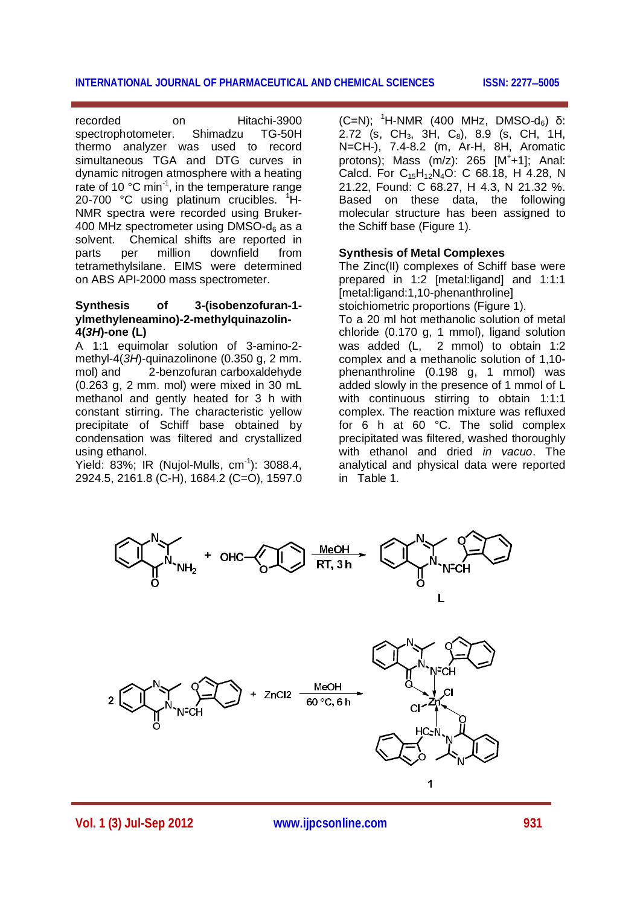recorded on Hitachi-3900 spectrophotometer. Shimadzu TG-50H thermo analyzer was used to record simultaneous TGA and DTG curves in dynamic nitrogen atmosphere with a heating rate of 10 °C $min^{-1}$, in the temperature range 20-700 °C using platinum crucibles. $^1$H-NMR spectra were recorded using Bruker-400 MHz spectrometer using DMSO-$d_6$ as a solvent. Chemical shifts are reported in parts per million downfield from tetramethylsilane. EIMS were determined on ABS API-2000 mass spectrometer.

### Synthesis of 3-(isobenzofuran-1-ylmethyleneamino)-2-methylquinazolin-4(*3H*)-one (L)

A 1:1 equimolar solution of 3-amino-2-methyl-4(*3H*)-quinazolinone (0.350 g, 2 mm. mol) and 2-benzofuran carboxaldehyde (0.263 g, 2 mm. mol) were mixed in 30 mL methanol and gently heated for 3 h with constant stirring. The characteristic yellow precipitate of Schiff base obtained by condensation was filtered and crystallized using ethanol.

Yield: 83%; IR (Nujol-Mulls, $cm^{-1}$): 3088.4, 2924.5, 2161.8 (C-H), 1684.2 (C=O), 1597.0 (C=N); $^1$H-NMR (400 MHz, DMSO-$d_6$) δ: 2.72 (s, $CH_3$, 3H, $C_8$), 8.9 (s, CH, 1H, N=CH-), 7.4-8.2 (m, Ar-H, 8H, Aromatic protons); Mass (m/z): 265 [$M^+$+1]; Anal: Calcd. For $C_{15}H_{12}N_4O$: C 68.18, H 4.28, N 21.22, Found: C 68.27, H 4.3, N 21.32 %. Based on these data, the following molecular structure has been assigned to the Schiff base (Figure 1).

### Synthesis of Metal Complexes

The Zinc(II) complexes of Schiff base were prepared in 1:2 [metal:ligand] and 1:1:1 [metal:ligand:1,10-phenanthroline] stoichiometric proportions (Figure 1).

To a 20 ml hot methanolic solution of metal chloride (0.170 g, 1 mmol), ligand solution was added (L, 2 mmol) to obtain 1:2 complex and a methanolic solution of 1,10-phenanthroline (0.198 g, 1 mmol) was added slowly in the presence of 1 mmol of L with continuous stirring to obtain 1:1:1 complex. The reaction mixture was refluxed for 6 h at 60 °C. The solid complex precipitated was filtered, washed thoroughly with ethanol and dried *in vacuo*. The analytical and physical data were reported in Table 1.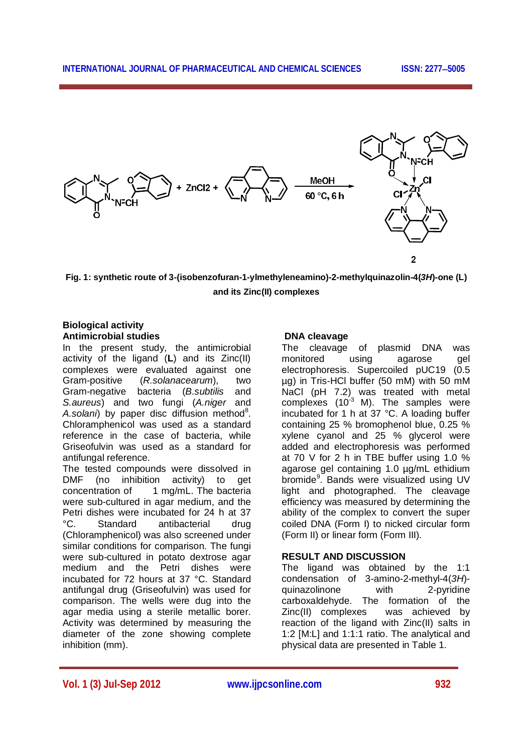Fig. 1: synthetic route of 3-(isobenzofuran-1-ylmethyleneamino)-2-methylquinazolin-4(*3H*)-one (L) and its Zinc(II) complexes

## Biological activity

### Antimicrobial studies

In the present study, the antimicrobial activity of the ligand (**L**) and its Zinc(II) complexes were evaluated against one Gram-positive (*R.solanacearum*), two Gram-negative bacteria (*B.subtilis* and *S.aureus*) and two fungi (*A.niger* and *A.solani*) by paper disc diffusion method[8]. Chloramphenicol was used as a standard reference in the case of bacteria, while Griseofulvin was used as a standard for antifungal reference.

The tested compounds were dissolved in DMF (no inhibition activity) to get concentration of 1 mg/mL. The bacteria were sub-cultured in agar medium, and the Petri dishes were incubated for 24 h at 37 °C. Standard antibacterial drug (Chloramphenicol) was also screened under similar conditions for comparison. The fungi were sub-cultured in potato dextrose agar medium and the Petri dishes were incubated for 72 hours at 37 °C. Standard antifungal drug (Griseofulvin) was used for comparison. The wells were dug into the agar media using a sterile metallic borer. Activity was determined by measuring the diameter of the zone showing complete inhibition (mm).

### DNA cleavage

The cleavage of plasmid DNA was monitored using agarose gel electrophoresis. Supercoiled pUC19 (0.5 µg) in Tris-HCl buffer (50 mM) with 50 mM NaCl (pH 7.2) was treated with metal complexes ($10^{-3}$ M). The samples were incubated for 1 h at 37 °C. A loading buffer containing 25 % bromophenol blue, 0.25 % xylene cyanol and 25 % glycerol were added and electrophoresis was performed at 70 V for 2 h in TBE buffer using 1.0 % agarose gel containing 1.0 µg/mL ethidium bromide[9]. Bands were visualized using UV light and photographed. The cleavage efficiency was measured by determining the ability of the complex to convert the super coiled DNA (Form I) to nicked circular form (Form II) or linear form (Form III).

## RESULT AND DISCUSSION

The ligand was obtained by the 1:1 condensation of 3-amino-2-methyl-4(*3H*)-quinazolinone with 2-pyridine carboxaldehyde. The formation of the Zinc(II) complexes was achieved by reaction of the ligand with Zinc(II) salts in 1:2 [M:L] and 1:1:1 ratio. The analytical and physical data are presented in Table 1.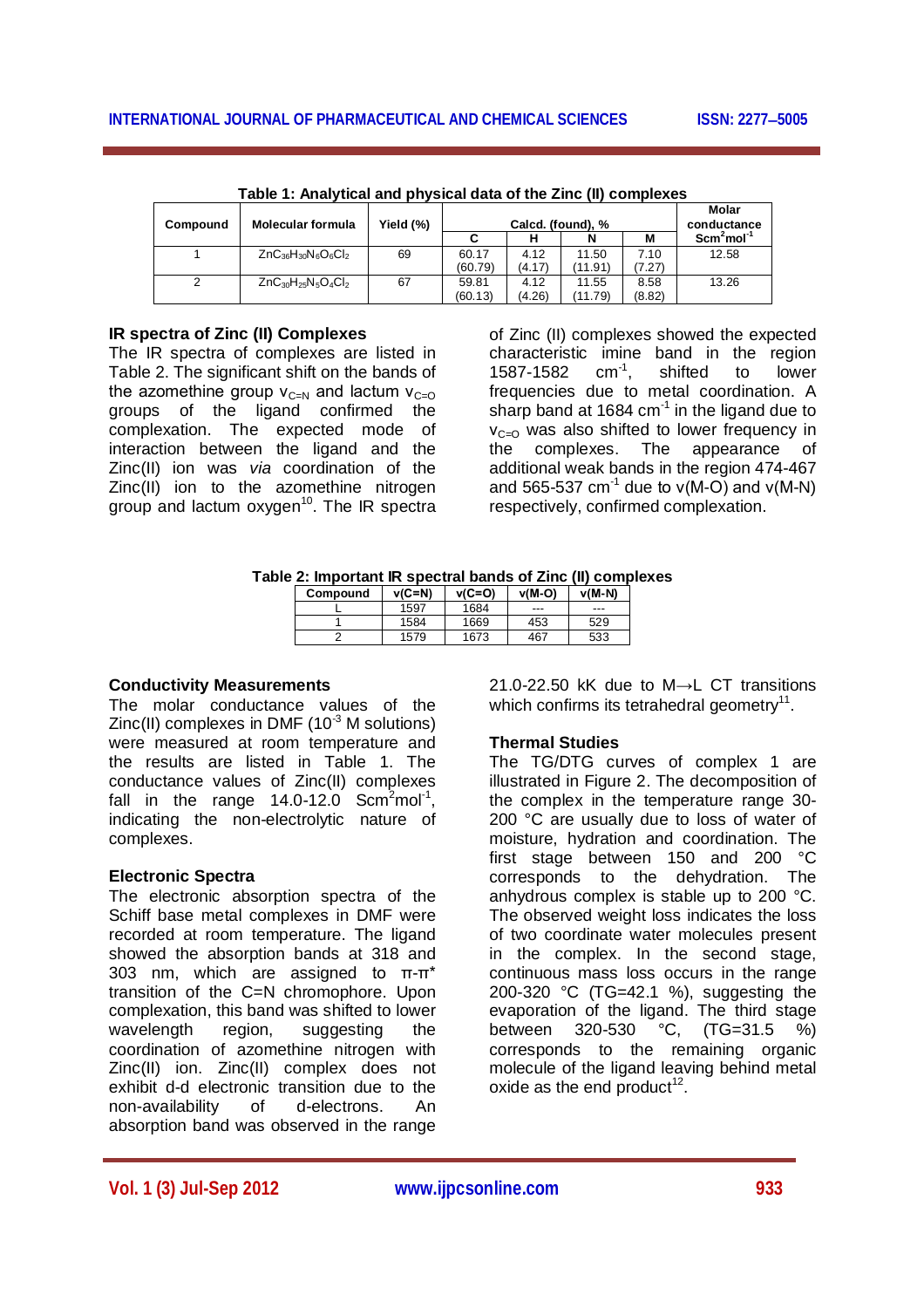**Table 1: Analytical and physical data of the Zinc (II) complexes**

| Compound | Molecular formula | Yield (%) | Calcd. (found), % | | | | Molar conductance $Scm^2mol^{-1}$ |
|---|---|---|---|---|---|---|---|
| | | | C | H | N | M | |
| 1 | $ZnC_{36}H_{30}N_6O_6Cl_2$ | 69 | 60.17 (60.79) | 4.12 (4.17) | 11.50 (11.91) | 7.10 (7.27) | 12.58 |
| 2 | $ZnC_{30}H_{25}N_5O_4Cl_2$ | 67 | 59.81 (60.13) | 4.12 (4.26) | 11.55 (11.79) | 8.58 (8.82) | 13.26 |

### IR spectra of Zinc (II) Complexes

The IR spectra of complexes are listed in Table 2. The significant shift on the bands of the azomethine group $\nu_{C=N}$ and lactum $\nu_{C=O}$ groups of the ligand confirmed the complexation. The expected mode of interaction between the ligand and the Zinc(II) ion was *via* coordination of the Zinc(II) ion to the azomethine nitrogen group and lactum oxygen[10]. The IR spectra of Zinc (II) complexes showed the expected characteristic imine band in the region 1587-1582 $cm^{-1}$, shifted to lower frequencies due to metal coordination. A sharp band at 1684 $cm^{-1}$ in the ligand due to $\nu_{C=O}$ was also shifted to lower frequency in the complexes. The appearance of additional weak bands in the region 474-467 and 565-537 $cm^{-1}$ due to ν(M-O) and ν(M-N) respectively, confirmed complexation.

**Table 2: Important IR spectral bands of Zinc (II) complexes**

| Compound | ν(C=N) | ν(C=O) | ν(M-O) | ν(M-N) |
|---|---|---|---|---|
| L | 1597 | 1684 | --- | --- |
| 1 | 1584 | 1669 | 453 | 529 |
| 2 | 1579 | 1673 | 467 | 533 |

### Conductivity Measurements

The molar conductance values of the Zinc(II) complexes in DMF ($10^{-3}$ M solutions) were measured at room temperature and the results are listed in Table 1. The conductance values of Zinc(II) complexes fall in the range 14.0-12.0 $Scm^2mol^{-1}$, indicating the non-electrolytic nature of complexes.

### Electronic Spectra

The electronic absorption spectra of the Schiff base metal complexes in DMF were recorded at room temperature. The ligand showed the absorption bands at 318 and 303 nm, which are assigned to $\pi$-$\pi^*$ transition of the C=N chromophore. Upon complexation, this band was shifted to lower wavelength region, suggesting the coordination of azomethine nitrogen with Zinc(II) ion. Zinc(II) complex does not exhibit d-d electronic transition due to the non-availability of d-electrons. An absorption band was observed in the range 21.0-22.50 kK due to M→L CT transitions which confirms its tetrahedral geometry[11].

### Thermal Studies

The TG/DTG curves of complex 1 are illustrated in Figure 2. The decomposition of the complex in the temperature range 30-200 °C are usually due to loss of water of moisture, hydration and coordination. The first stage between 150 and 200 °C corresponds to the dehydration. The anhydrous complex is stable up to 200 °C. The observed weight loss indicates the loss of two coordinate water molecules present in the complex. In the second stage, continuous mass loss occurs in the range 200-320 °C (TG=42.1 %), suggesting the evaporation of the ligand. The third stage between 320-530 °C, (TG=31.5 %) corresponds to the remaining organic molecule of the ligand leaving behind metal oxide as the end product[12].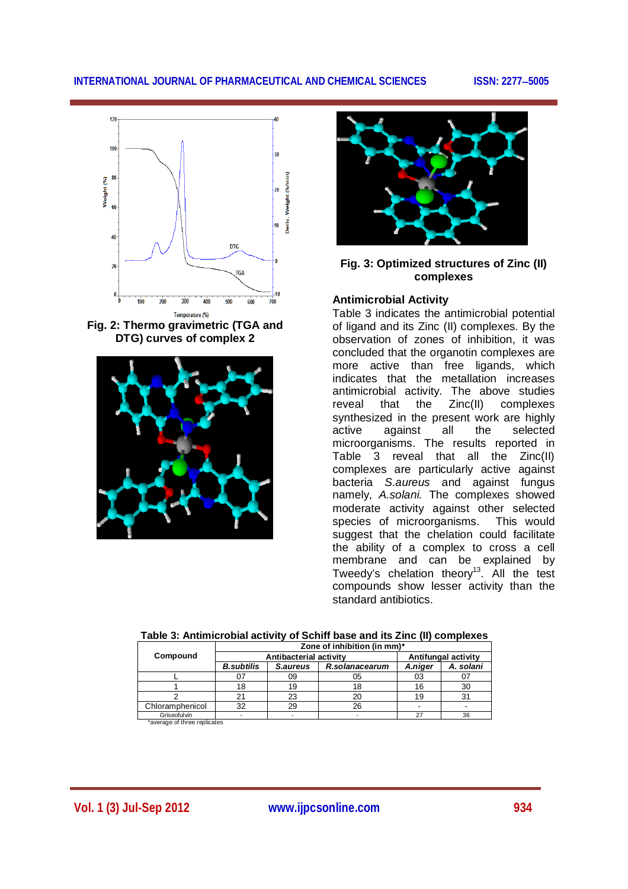Fig. 2: Thermo gravimetric (TGA and DTG) curves of complex 2

Fig. 3: Optimized structures of Zinc (II) complexes

### Antimicrobial Activity

Table 3 indicates the antimicrobial potential of ligand and its Zinc (II) complexes. By the observation of zones of inhibition, it was concluded that the organotin complexes are more active than free ligands, which indicates that the metallation increases antimicrobial activity. The above studies reveal that the Zinc(II) complexes synthesized in the present work are highly active against all the selected microorganisms. The results reported in Table 3 reveal that all the Zinc(II) complexes are particularly active against bacteria *S.aureus* and against fungus namely, *A.solani.* The complexes showed moderate activity against other selected species of microorganisms. This would suggest that the chelation could facilitate the ability of a complex to cross a cell membrane and can be explained by Tweedy's chelation theory[13]. All the test compounds show lesser activity than the standard antibiotics.

**Table 3: Antimicrobial activity of Schiff base and its Zinc (II) complexes**

| Compound | Zone of inhibition (in mm)* | | | | |
|---|---|---|---|---|---|
| | Antibacterial activity | | | Antifungal activity | |
| | *B.subtilis* | *S.aureus* | *R.solanacearum* | *A.niger* | *A. solani* |
| L | 07 | 09 | 05 | 03 | 07 |
| 1 | 18 | 19 | 18 | 16 | 30 |
| 2 | 21 | 23 | 20 | 19 | 31 |
| Chloramphenicol | 32 | 29 | 26 | - | - |
| Griseofulvin | - | - | - | 27 | 36 |

*average of three replicates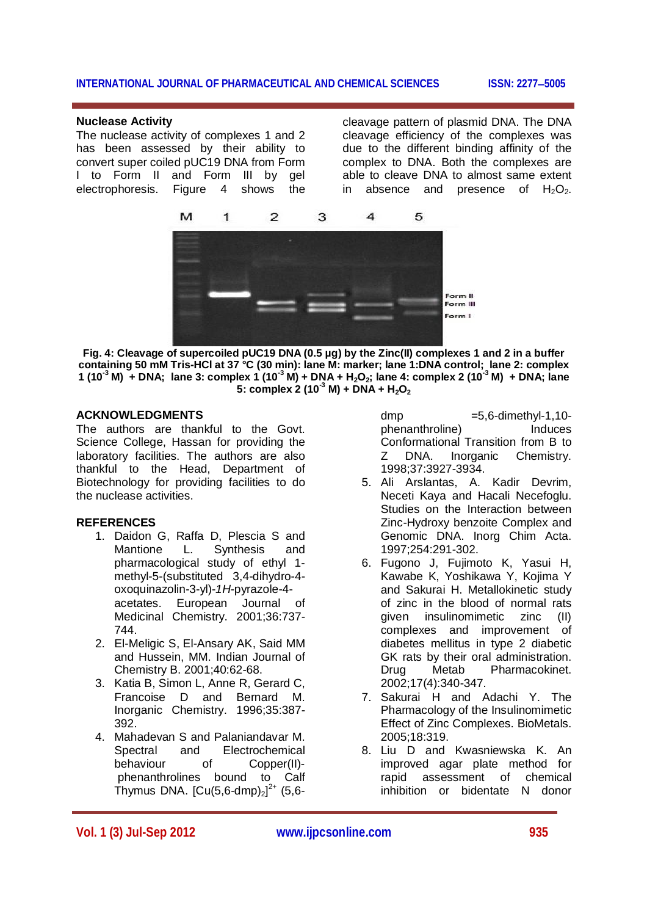## Nuclease Activity

The nuclease activity of complexes 1 and 2 has been assessed by their ability to convert super coiled pUC19 DNA from Form I to Form II and Form III by gel electrophoresis. Figure 4 shows the cleavage pattern of plasmid DNA. The DNA cleavage efficiency of the complexes was due to the different binding affinity of the complex to DNA. Both the complexes are able to cleave DNA to almost same extent in absence and presence of $H_2O_2$.

**Fig. 4: Cleavage of supercoiled pUC19 DNA (0.5 µg) by the Zinc(II) complexes 1 and 2 in a buffer containing 50 mM Tris-HCl at 37 °C (30 min): lane M: marker; lane 1:DNA control; lane 2: complex 1 ($10^{-3}$ M) + DNA; lane 3: complex 1 ($10^{-3}$ M) + DNA + $H_2O_2$; lane 4: complex 2 ($10^{-3}$ M) + DNA; lane 5: complex 2 ($10^{-3}$ M) + DNA + $H_2O_2$**

## ACKNOWLEDGMENTS

The authors are thankful to the Govt. Science College, Hassan for providing the laboratory facilities. The authors are also thankful to the Head, Department of Biotechnology for providing facilities to do the nuclease activities.

## REFERENCES

1. Daidon G, Raffa D, Plescia S and Mantione L. Synthesis and pharmacological study of ethyl 1-methyl-5-(substituted 3,4-dihydro-4-oxoquinazolin-3-yl)-*1H*-pyrazole-4-acetates. European Journal of Medicinal Chemistry. 2001;36:737-744.
2. El-Meligic S, El-Ansary AK, Said MM and Hussein, MM. Indian Journal of Chemistry B. 2001;40:62-68.
3. Katia B, Simon L, Anne R, Gerard C, Francoise D and Bernard M. Inorganic Chemistry. 1996;35:387-392.
4. Mahadevan S and Palaniandavar M. Spectral and Electrochemical behaviour of Copper(II)-phenanthrolines bound to Calf Thymus DNA. $[Cu(5,6\text{-dmp})_2]^{2+}$ (5,6-dmp =5,6-dimethyl-1,10-phenanthroline) Induces Conformational Transition from B to Z DNA. Inorganic Chemistry. 1998;37:3927-3934.
5. Ali Arslantas, A. Kadir Devrim, Neceti Kaya and Hacali Necefoglu. Studies on the Interaction between Zinc-Hydroxy benzoite Complex and Genomic DNA. Inorg Chim Acta. 1997;254:291-302.
6. Fugono J, Fujimoto K, Yasui H, Kawabe K, Yoshikawa Y, Kojima Y and Sakurai H. Metallokinetic study of zinc in the blood of normal rats given insulinomimetic zinc (II) complexes and improvement of diabetes mellitus in type 2 diabetic GK rats by their oral administration. Drug Metab Pharmacokinet. 2002;17(4):340-347.
7. Sakurai H and Adachi Y. The Pharmacology of the Insulinomimetic Effect of Zinc Complexes. BioMetals. 2005;18:319.
8. Liu D and Kwasniewska K. An improved agar plate method for rapid assessment of chemical inhibition or bidentate N donor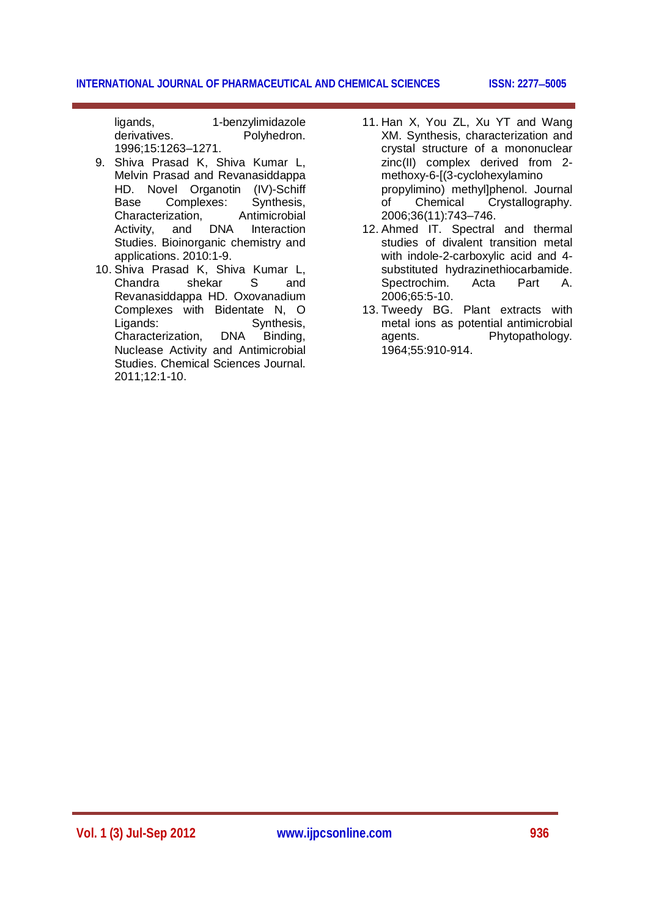ligands, 1-benzylimidazole derivatives. Polyhedron. 1996;15:1263–1271.

9. Shiva Prasad K, Shiva Kumar L, Melvin Prasad and Revanasiddappa HD. Novel Organotin (IV)-Schiff Base Complexes: Synthesis, Characterization, Antimicrobial Activity, and DNA Interaction Studies. Bioinorganic chemistry and applications. 2010:1-9.
10. Shiva Prasad K, Shiva Kumar L, Chandra shekar S and Revanasiddappa HD. Oxovanadium Complexes with Bidentate N, O Ligands: Synthesis, Characterization, DNA Binding, Nuclease Activity and Antimicrobial Studies. Chemical Sciences Journal. 2011;12:1-10.
11. Han X, You ZL, Xu YT and Wang XM. Synthesis, characterization and crystal structure of a mononuclear zinc(II) complex derived from 2-methoxy-6-[(3-cyclohexylamino propylimino) methyl]phenol. Journal of Chemical Crystallography. 2006;36(11):743–746.
12. Ahmed IT. Spectral and thermal studies of divalent transition metal with indole-2-carboxylic acid and 4-substituted hydrazinethiocarbamide. Spectrochim. Acta Part A. 2006;65:5-10.
13. Tweedy BG. Plant extracts with metal ions as potential antimicrobial agents. Phytopathology. 1964;55:910-914.